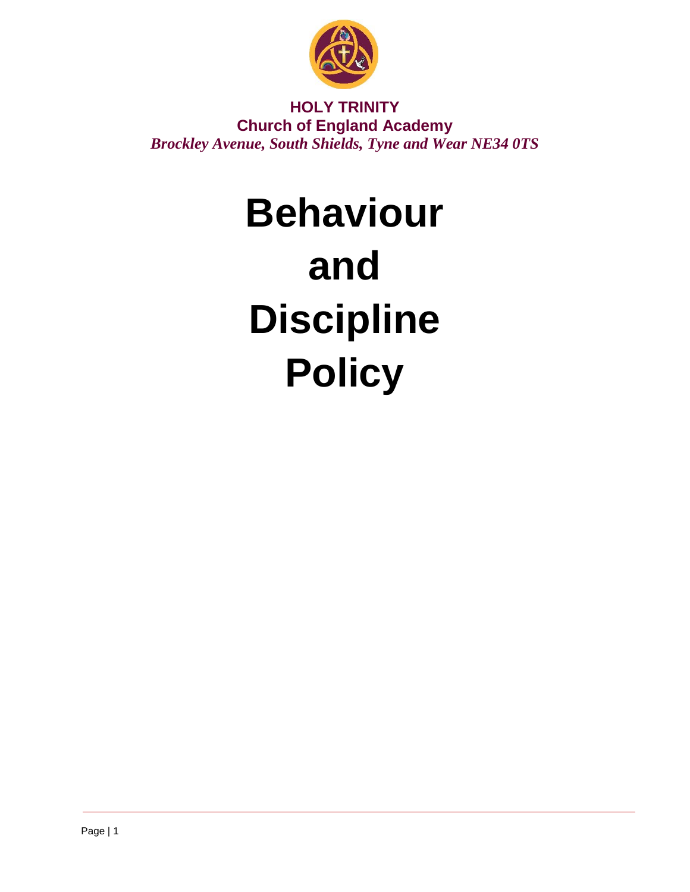**HOLY TRINITY**
**Church of England Academy**
*Brockley Avenue, South Shields, Tyne and Wear NE34 0TS*

# Behaviour and Discipline Policy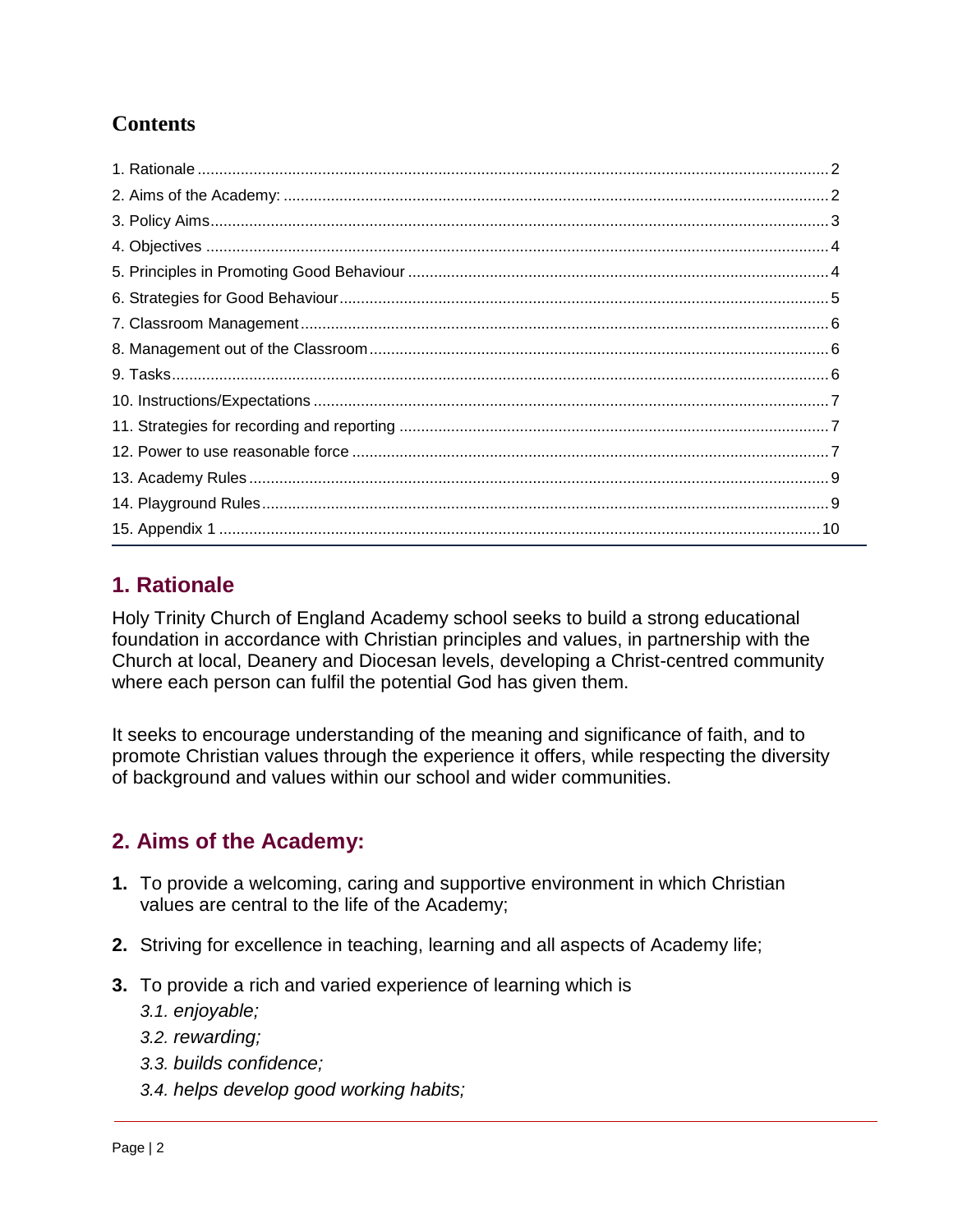## Contents

1. Rationale ..... 2
2. Aims of the Academy: ..... 2
3. Policy Aims ..... 3
4. Objectives ..... 4
5. Principles in Promoting Good Behaviour ..... 4
6. Strategies for Good Behaviour ..... 5
7. Classroom Management ..... 6
8. Management out of the Classroom ..... 6
9. Tasks ..... 6
10. Instructions/Expectations ..... 7
11. Strategies for recording and reporting ..... 7
12. Power to use reasonable force ..... 7
13. Academy Rules ..... 9
14. Playground Rules ..... 9
15. Appendix 1 ..... 10

## 1. Rationale

Holy Trinity Church of England Academy school seeks to build a strong educational foundation in accordance with Christian principles and values, in partnership with the Church at local, Deanery and Diocesan levels, developing a Christ-centred community where each person can fulfil the potential God has given them.

It seeks to encourage understanding of the meaning and significance of faith, and to promote Christian values through the experience it offers, while respecting the diversity of background and values within our school and wider communities.

## 2. Aims of the Academy:

1. To provide a welcoming, caring and supportive environment in which Christian values are central to the life of the Academy;
2. Striving for excellence in teaching, learning and all aspects of Academy life;
3. To provide a rich and varied experience of learning which is
   *3.1. enjoyable;*
   *3.2. rewarding;*
   *3.3. builds confidence;*
   *3.4. helps develop good working habits;*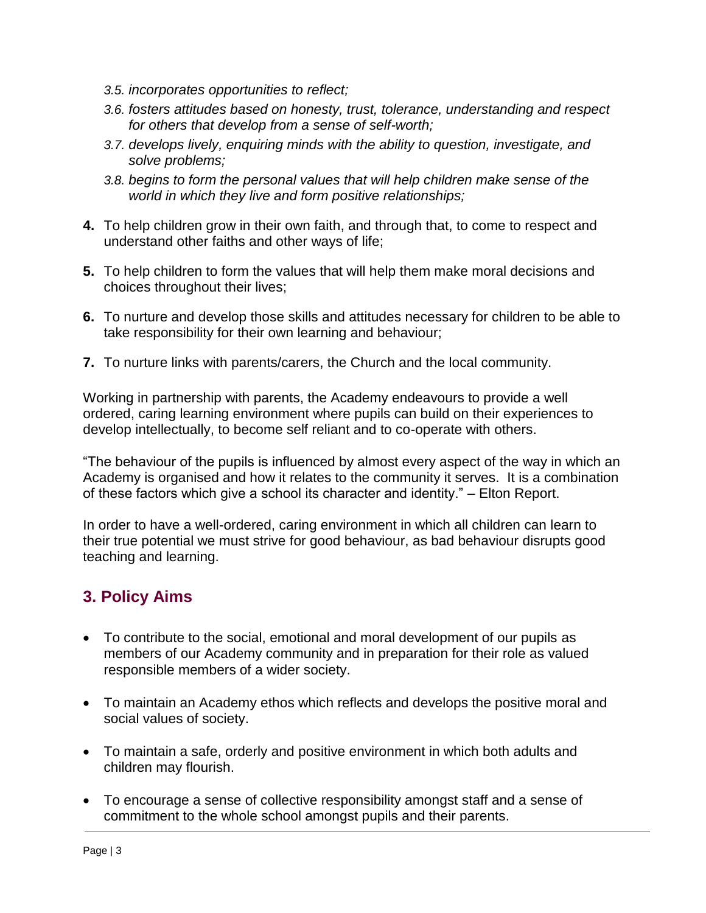*3.5. incorporates opportunities to reflect;*

*3.6. fosters attitudes based on honesty, trust, tolerance, understanding and respect for others that develop from a sense of self-worth;*

*3.7. develops lively, enquiring minds with the ability to question, investigate, and solve problems;*

*3.8. begins to form the personal values that will help children make sense of the world in which they live and form positive relationships;*

**4.** To help children grow in their own faith, and through that, to come to respect and understand other faiths and other ways of life;

**5.** To help children to form the values that will help them make moral decisions and choices throughout their lives;

**6.** To nurture and develop those skills and attitudes necessary for children to be able to take responsibility for their own learning and behaviour;

**7.** To nurture links with parents/carers, the Church and the local community.

Working in partnership with parents, the Academy endeavours to provide a well ordered, caring learning environment where pupils can build on their experiences to develop intellectually, to become self reliant and to co-operate with others.

"The behaviour of the pupils is influenced by almost every aspect of the way in which an Academy is organised and how it relates to the community it serves. It is a combination of these factors which give a school its character and identity." – Elton Report.

In order to have a well-ordered, caring environment in which all children can learn to their true potential we must strive for good behaviour, as bad behaviour disrupts good teaching and learning.

## 3. Policy Aims

- To contribute to the social, emotional and moral development of our pupils as members of our Academy community and in preparation for their role as valued responsible members of a wider society.
- To maintain an Academy ethos which reflects and develops the positive moral and social values of society.
- To maintain a safe, orderly and positive environment in which both adults and children may flourish.
- To encourage a sense of collective responsibility amongst staff and a sense of commitment to the whole school amongst pupils and their parents.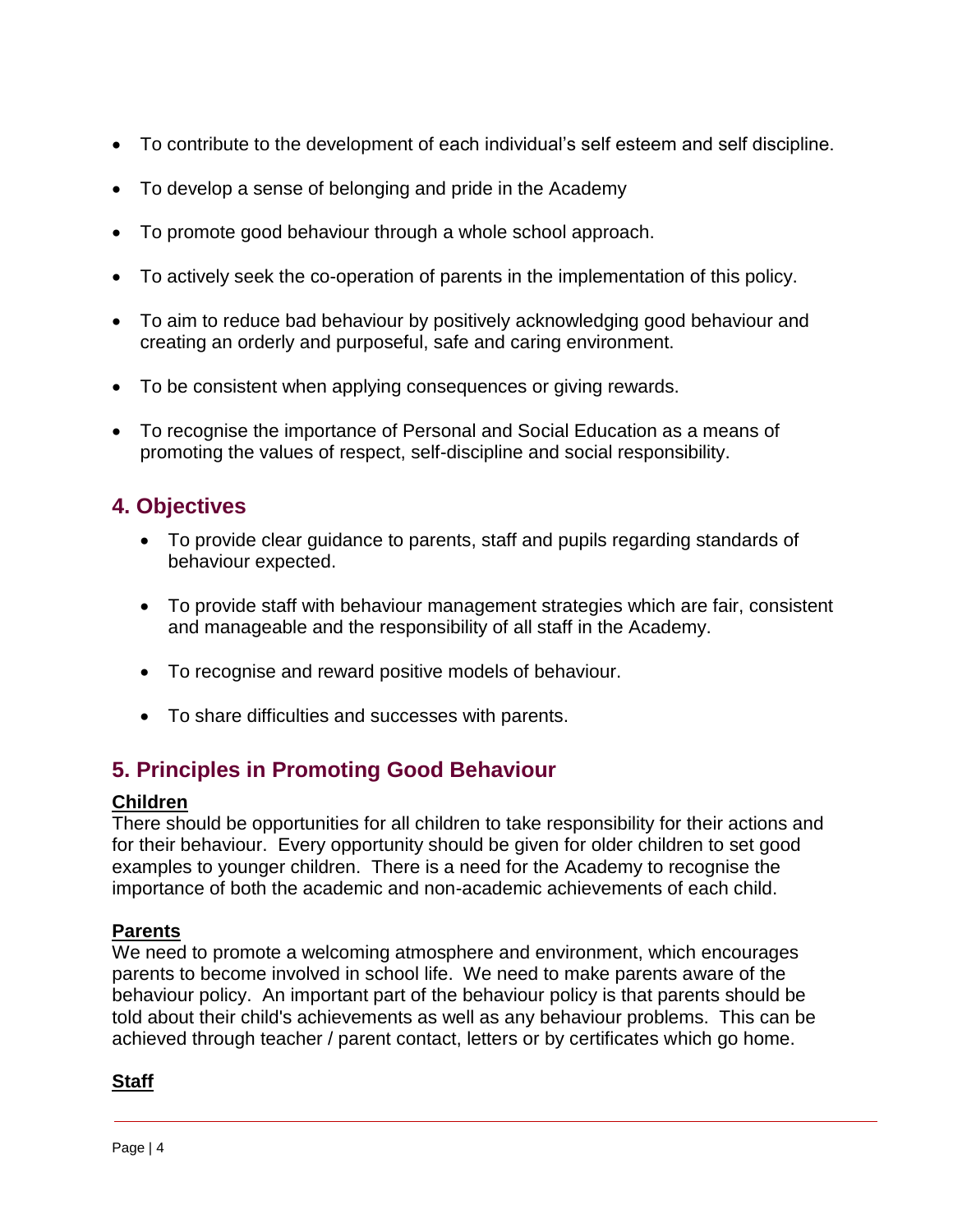- To contribute to the development of each individual's self esteem and self discipline.
- To develop a sense of belonging and pride in the Academy
- To promote good behaviour through a whole school approach.
- To actively seek the co-operation of parents in the implementation of this policy.
- To aim to reduce bad behaviour by positively acknowledging good behaviour and creating an orderly and purposeful, safe and caring environment.
- To be consistent when applying consequences or giving rewards.
- To recognise the importance of Personal and Social Education as a means of promoting the values of respect, self-discipline and social responsibility.

## 4. Objectives

- To provide clear guidance to parents, staff and pupils regarding standards of behaviour expected.
- To provide staff with behaviour management strategies which are fair, consistent and manageable and the responsibility of all staff in the Academy.
- To recognise and reward positive models of behaviour.
- To share difficulties and successes with parents.

## 5. Principles in Promoting Good Behaviour

**Children**

There should be opportunities for all children to take responsibility for their actions and for their behaviour. Every opportunity should be given for older children to set good examples to younger children. There is a need for the Academy to recognise the importance of both the academic and non-academic achievements of each child.

**Parents**

We need to promote a welcoming atmosphere and environment, which encourages parents to become involved in school life. We need to make parents aware of the behaviour policy. An important part of the behaviour policy is that parents should be told about their child's achievements as well as any behaviour problems. This can be achieved through teacher / parent contact, letters or by certificates which go home.

**Staff**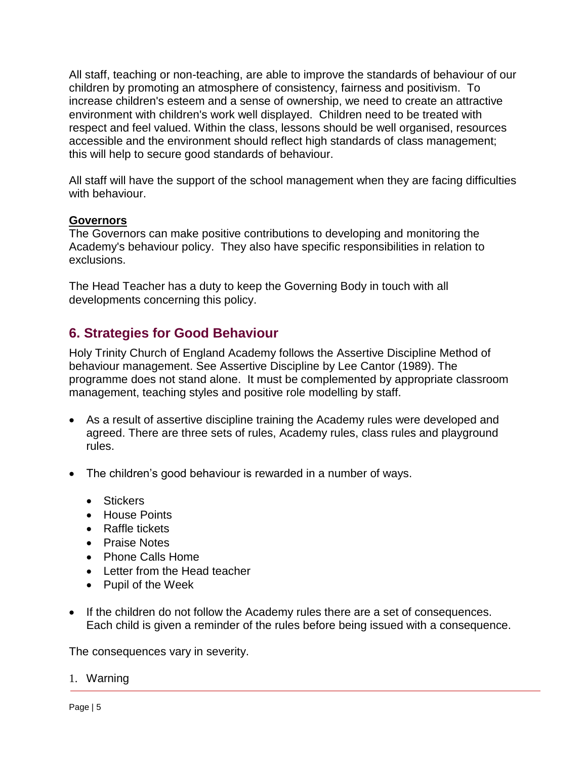All staff, teaching or non-teaching, are able to improve the standards of behaviour of our children by promoting an atmosphere of consistency, fairness and positivism. To increase children's esteem and a sense of ownership, we need to create an attractive environment with children's work well displayed. Children need to be treated with respect and feel valued. Within the class, lessons should be well organised, resources accessible and the environment should reflect high standards of class management; this will help to secure good standards of behaviour.

All staff will have the support of the school management when they are facing difficulties with behaviour.

**Governors**

The Governors can make positive contributions to developing and monitoring the Academy's behaviour policy. They also have specific responsibilities in relation to exclusions.

The Head Teacher has a duty to keep the Governing Body in touch with all developments concerning this policy.

## 6. Strategies for Good Behaviour

Holy Trinity Church of England Academy follows the Assertive Discipline Method of behaviour management. See Assertive Discipline by Lee Cantor (1989). The programme does not stand alone. It must be complemented by appropriate classroom management, teaching styles and positive role modelling by staff.

- As a result of assertive discipline training the Academy rules were developed and agreed. There are three sets of rules, Academy rules, class rules and playground rules.
- The children's good behaviour is rewarded in a number of ways.
  - Stickers
  - House Points
  - Raffle tickets
  - Praise Notes
  - Phone Calls Home
  - Letter from the Head teacher
  - Pupil of the Week
- If the children do not follow the Academy rules there are a set of consequences. Each child is given a reminder of the rules before being issued with a consequence.

The consequences vary in severity.

1. Warning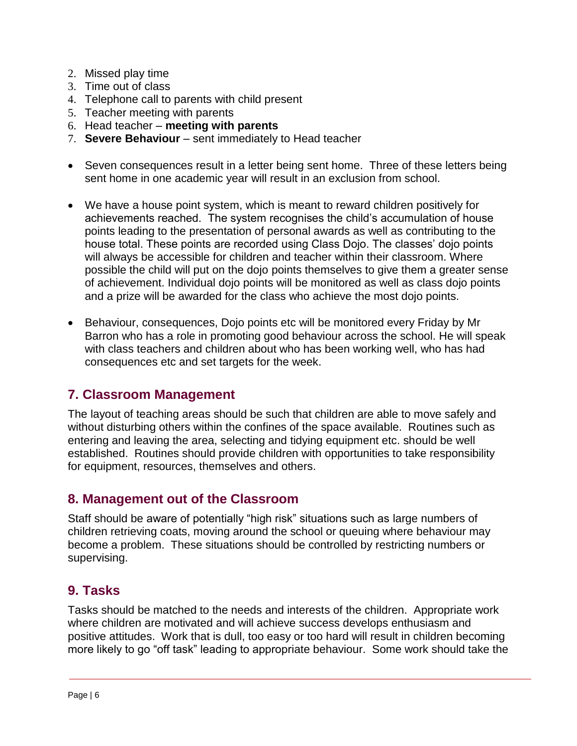2. Missed play time
3. Time out of class
4. Telephone call to parents with child present
5. Teacher meeting with parents
6. Head teacher – **meeting with parents**
7. **Severe Behaviour** – sent immediately to Head teacher

- Seven consequences result in a letter being sent home. Three of these letters being sent home in one academic year will result in an exclusion from school.

- We have a house point system, which is meant to reward children positively for achievements reached. The system recognises the child's accumulation of house points leading to the presentation of personal awards as well as contributing to the house total. These points are recorded using Class Dojo. The classes' dojo points will always be accessible for children and teacher within their classroom. Where possible the child will put on the dojo points themselves to give them a greater sense of achievement. Individual dojo points will be monitored as well as class dojo points and a prize will be awarded for the class who achieve the most dojo points.

- Behaviour, consequences, Dojo points etc will be monitored every Friday by Mr Barron who has a role in promoting good behaviour across the school. He will speak with class teachers and children about who has been working well, who has had consequences etc and set targets for the week.

## 7. Classroom Management

The layout of teaching areas should be such that children are able to move safely and without disturbing others within the confines of the space available. Routines such as entering and leaving the area, selecting and tidying equipment etc. should be well established. Routines should provide children with opportunities to take responsibility for equipment, resources, themselves and others.

## 8. Management out of the Classroom

Staff should be aware of potentially "high risk" situations such as large numbers of children retrieving coats, moving around the school or queuing where behaviour may become a problem. These situations should be controlled by restricting numbers or supervising.

## 9. Tasks

Tasks should be matched to the needs and interests of the children. Appropriate work where children are motivated and will achieve success develops enthusiasm and positive attitudes. Work that is dull, too easy or too hard will result in children becoming more likely to go "off task" leading to appropriate behaviour. Some work should take the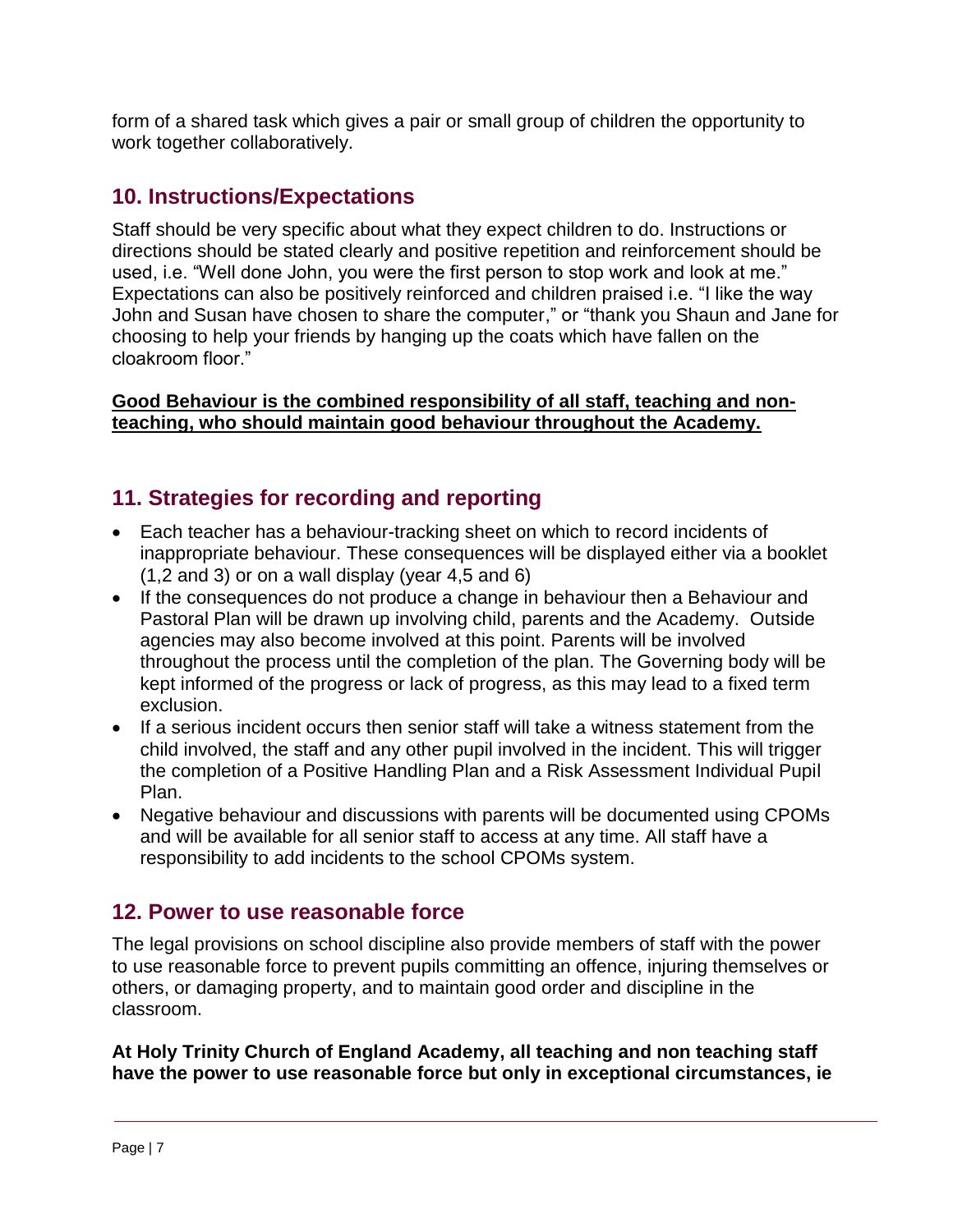form of a shared task which gives a pair or small group of children the opportunity to work together collaboratively.

## 10. Instructions/Expectations

Staff should be very specific about what they expect children to do. Instructions or directions should be stated clearly and positive repetition and reinforcement should be used, i.e. "Well done John, you were the first person to stop work and look at me." Expectations can also be positively reinforced and children praised i.e. "I like the way John and Susan have chosen to share the computer," or "thank you Shaun and Jane for choosing to help your friends by hanging up the coats which have fallen on the cloakroom floor."

**Good Behaviour is the combined responsibility of all staff, teaching and non-teaching, who should maintain good behaviour throughout the Academy.**

## 11. Strategies for recording and reporting

- Each teacher has a behaviour-tracking sheet on which to record incidents of inappropriate behaviour. These consequences will be displayed either via a booklet (1,2 and 3) or on a wall display (year 4,5 and 6)
- If the consequences do not produce a change in behaviour then a Behaviour and Pastoral Plan will be drawn up involving child, parents and the Academy. Outside agencies may also become involved at this point. Parents will be involved throughout the process until the completion of the plan. The Governing body will be kept informed of the progress or lack of progress, as this may lead to a fixed term exclusion.
- If a serious incident occurs then senior staff will take a witness statement from the child involved, the staff and any other pupil involved in the incident. This will trigger the completion of a Positive Handling Plan and a Risk Assessment Individual Pupil Plan.
- Negative behaviour and discussions with parents will be documented using CPOMs and will be available for all senior staff to access at any time. All staff have a responsibility to add incidents to the school CPOMs system.

## 12. Power to use reasonable force

The legal provisions on school discipline also provide members of staff with the power to use reasonable force to prevent pupils committing an offence, injuring themselves or others, or damaging property, and to maintain good order and discipline in the classroom.

**At Holy Trinity Church of England Academy, all teaching and non teaching staff have the power to use reasonable force but only in exceptional circumstances, ie**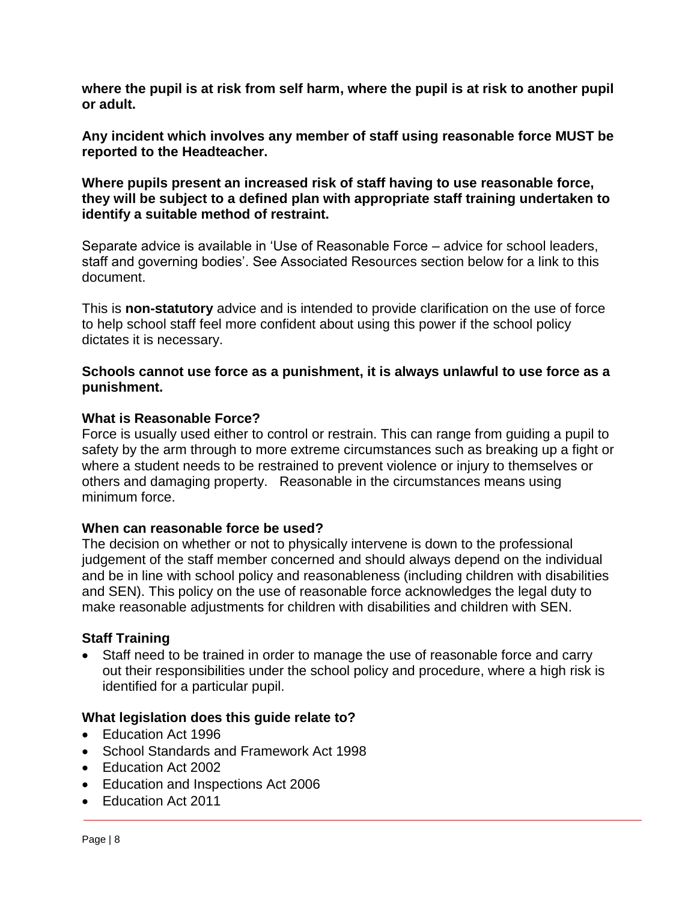**where the pupil is at risk from self harm, where the pupil is at risk to another pupil or adult.**

**Any incident which involves any member of staff using reasonable force MUST be reported to the Headteacher.**

**Where pupils present an increased risk of staff having to use reasonable force, they will be subject to a defined plan with appropriate staff training undertaken to identify a suitable method of restraint.**

Separate advice is available in 'Use of Reasonable Force – advice for school leaders, staff and governing bodies'. See Associated Resources section below for a link to this document.

This is **non-statutory** advice and is intended to provide clarification on the use of force to help school staff feel more confident about using this power if the school policy dictates it is necessary.

**Schools cannot use force as a punishment, it is always unlawful to use force as a punishment.**

**What is Reasonable Force?**

Force is usually used either to control or restrain. This can range from guiding a pupil to safety by the arm through to more extreme circumstances such as breaking up a fight or where a student needs to be restrained to prevent violence or injury to themselves or others and damaging property. Reasonable in the circumstances means using minimum force.

**When can reasonable force be used?**

The decision on whether or not to physically intervene is down to the professional judgement of the staff member concerned and should always depend on the individual and be in line with school policy and reasonableness (including children with disabilities and SEN). This policy on the use of reasonable force acknowledges the legal duty to make reasonable adjustments for children with disabilities and children with SEN.

**Staff Training**

- Staff need to be trained in order to manage the use of reasonable force and carry out their responsibilities under the school policy and procedure, where a high risk is identified for a particular pupil.

**What legislation does this guide relate to?**

- Education Act 1996
- School Standards and Framework Act 1998
- Education Act 2002
- Education and Inspections Act 2006
- Education Act 2011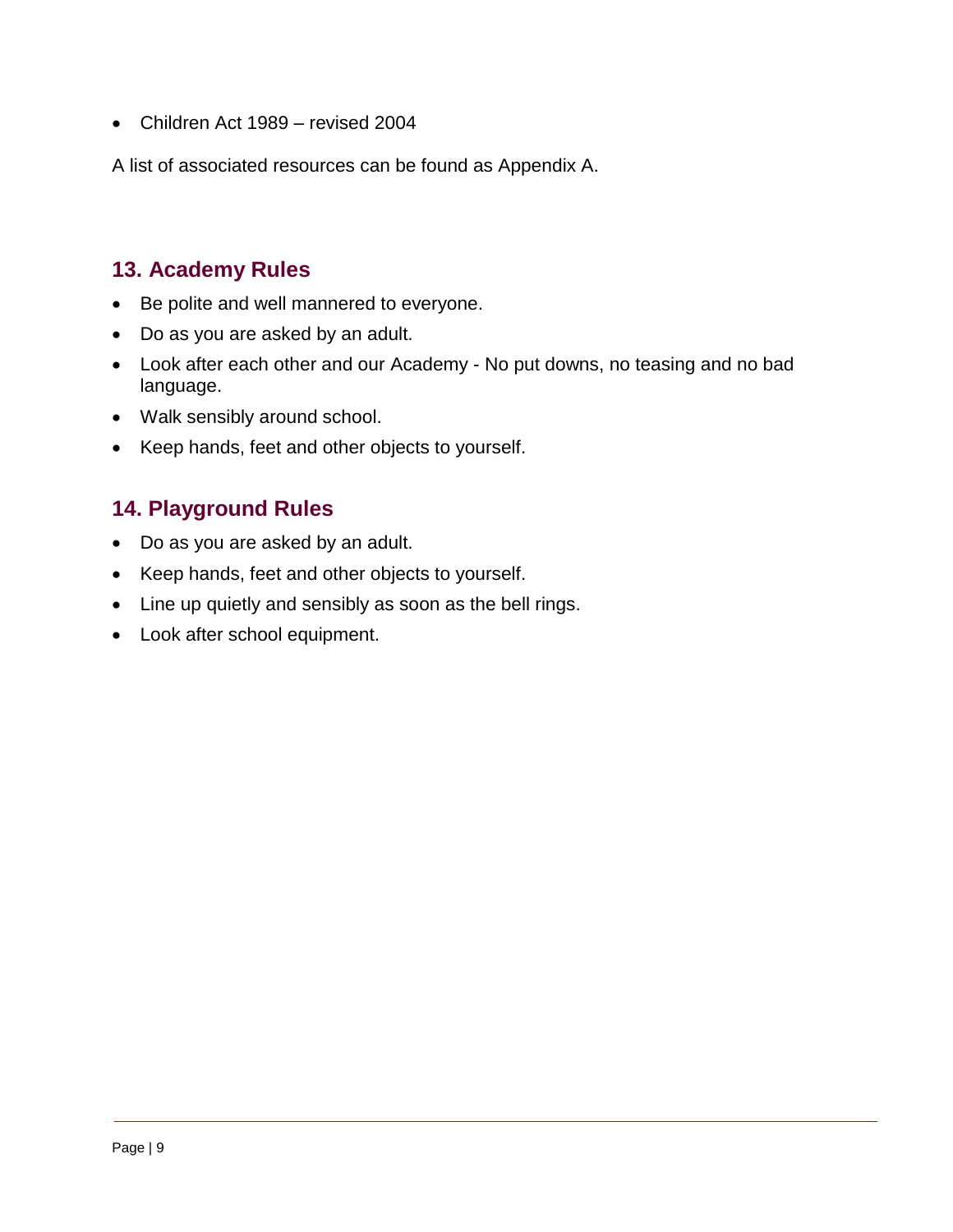- Children Act 1989 – revised 2004

A list of associated resources can be found as Appendix A.

## 13. Academy Rules

- Be polite and well mannered to everyone.
- Do as you are asked by an adult.
- Look after each other and our Academy - No put downs, no teasing and no bad language.
- Walk sensibly around school.
- Keep hands, feet and other objects to yourself.

## 14. Playground Rules

- Do as you are asked by an adult.
- Keep hands, feet and other objects to yourself.
- Line up quietly and sensibly as soon as the bell rings.
- Look after school equipment.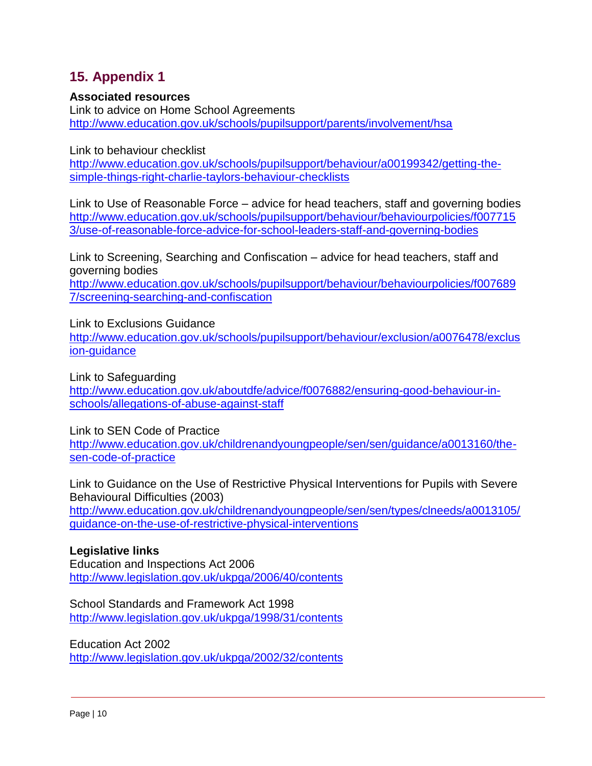## 15. Appendix 1

**Associated resources**

Link to advice on Home School Agreements
http://www.education.gov.uk/schools/pupilsupport/parents/involvement/hsa

Link to behaviour checklist
http://www.education.gov.uk/schools/pupilsupport/behaviour/a00199342/getting-the-simple-things-right-charlie-taylors-behaviour-checklists

Link to Use of Reasonable Force – advice for head teachers, staff and governing bodies
http://www.education.gov.uk/schools/pupilsupport/behaviour/behaviourpolicies/f0077153/use-of-reasonable-force-advice-for-school-leaders-staff-and-governing-bodies

Link to Screening, Searching and Confiscation – advice for head teachers, staff and governing bodies
http://www.education.gov.uk/schools/pupilsupport/behaviour/behaviourpolicies/f0076897/screening-searching-and-confiscation

Link to Exclusions Guidance
http://www.education.gov.uk/schools/pupilsupport/behaviour/exclusion/a0076478/exclusion-guidance

Link to Safeguarding
http://www.education.gov.uk/aboutdfe/advice/f0076882/ensuring-good-behaviour-in-schools/allegations-of-abuse-against-staff

Link to SEN Code of Practice
http://www.education.gov.uk/childrenandyoungpeople/sen/sen/guidance/a0013160/the-sen-code-of-practice

Link to Guidance on the Use of Restrictive Physical Interventions for Pupils with Severe Behavioural Difficulties (2003)
http://www.education.gov.uk/childrenandyoungpeople/sen/sen/types/clneeds/a0013105/guidance-on-the-use-of-restrictive-physical-interventions

**Legislative links**

Education and Inspections Act 2006
http://www.legislation.gov.uk/ukpga/2006/40/contents

School Standards and Framework Act 1998
http://www.legislation.gov.uk/ukpga/1998/31/contents

Education Act 2002
http://www.legislation.gov.uk/ukpga/2002/32/contents